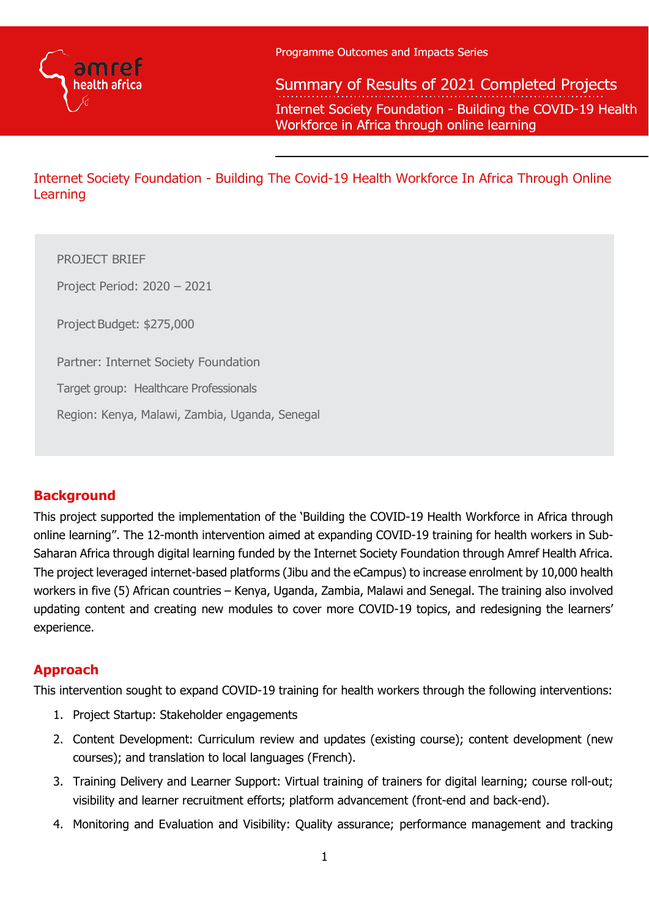Programme Outcomes and Impacts Series

# Summary of Results of 2021 Completed Projects

Internet Society Foundation - Building the COVID-19 Health Workforce in Africa through online learning

## Internet Society Foundation - Building The Covid-19 Health Workforce In Africa Through Online Learning

PROJECT BRIEF

Project Period: 2020 – 2021

Project Budget: $275,000

Partner: Internet Society Foundation

Target group: Healthcare Professionals

Region: Kenya, Malawi, Zambia, Uganda, Senegal

### Background

This project supported the implementation of the 'Building the COVID-19 Health Workforce in Africa through online learning". The 12-month intervention aimed at expanding COVID-19 training for health workers in Sub-Saharan Africa through digital learning funded by the Internet Society Foundation through Amref Health Africa. The project leveraged internet-based platforms (Jibu and the eCampus) to increase enrolment by 10,000 health workers in five (5) African countries – Kenya, Uganda, Zambia, Malawi and Senegal. The training also involved updating content and creating new modules to cover more COVID-19 topics, and redesigning the learners' experience.

### Approach

This intervention sought to expand COVID-19 training for health workers through the following interventions:

1. Project Startup: Stakeholder engagements
2. Content Development: Curriculum review and updates (existing course); content development (new courses); and translation to local languages (French).
3. Training Delivery and Learner Support: Virtual training of trainers for digital learning; course roll-out; visibility and learner recruitment efforts; platform advancement (front-end and back-end).
4. Monitoring and Evaluation and Visibility: Quality assurance; performance management and tracking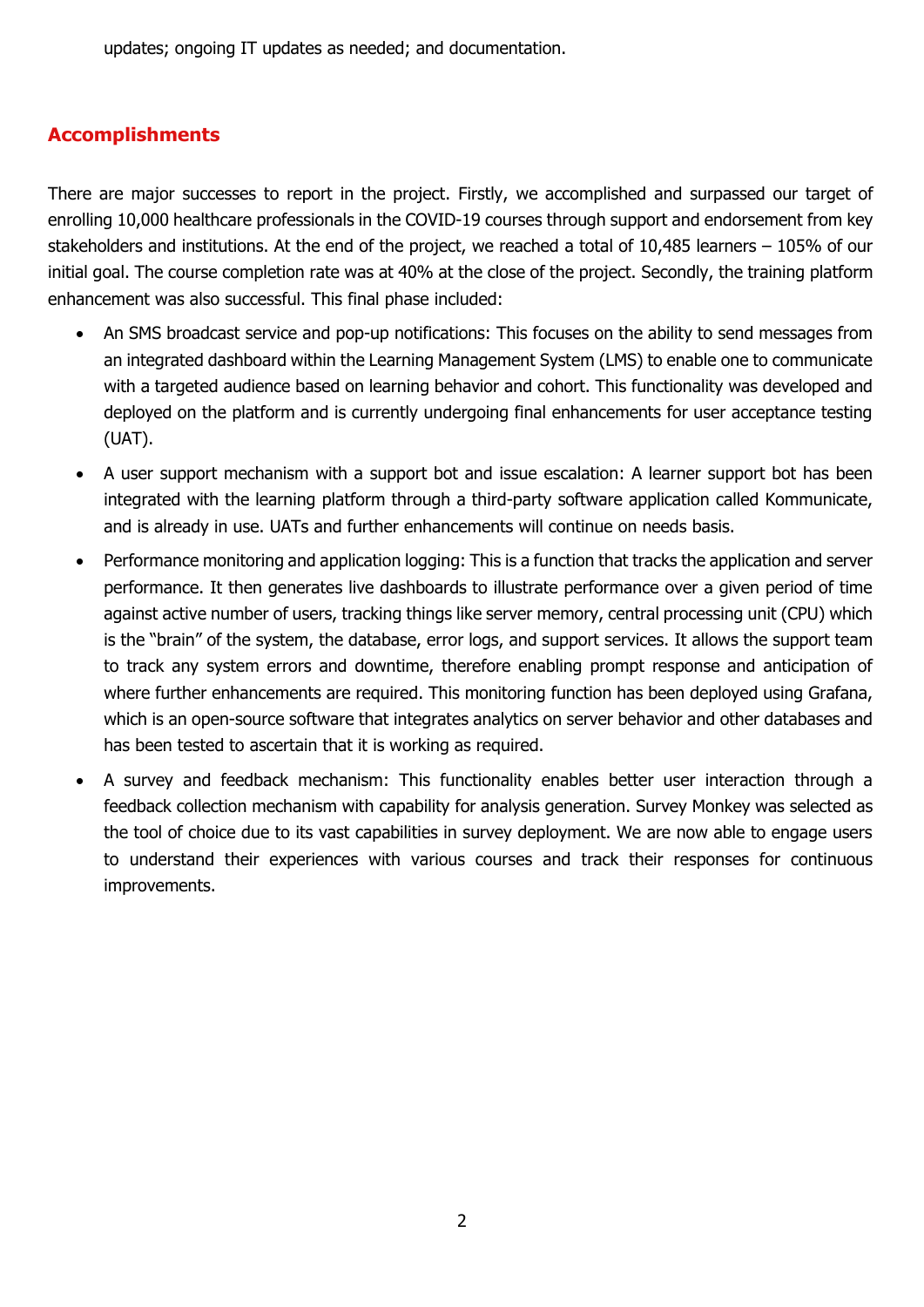updates; ongoing IT updates as needed; and documentation.

## Accomplishments

There are major successes to report in the project. Firstly, we accomplished and surpassed our target of enrolling 10,000 healthcare professionals in the COVID-19 courses through support and endorsement from key stakeholders and institutions. At the end of the project, we reached a total of 10,485 learners – 105% of our initial goal. The course completion rate was at 40% at the close of the project. Secondly, the training platform enhancement was also successful. This final phase included:

- An SMS broadcast service and pop-up notifications: This focuses on the ability to send messages from an integrated dashboard within the Learning Management System (LMS) to enable one to communicate with a targeted audience based on learning behavior and cohort. This functionality was developed and deployed on the platform and is currently undergoing final enhancements for user acceptance testing (UAT).
- A user support mechanism with a support bot and issue escalation: A learner support bot has been integrated with the learning platform through a third-party software application called Kommunicate, and is already in use. UATs and further enhancements will continue on needs basis.
- Performance monitoring and application logging: This is a function that tracks the application and server performance. It then generates live dashboards to illustrate performance over a given period of time against active number of users, tracking things like server memory, central processing unit (CPU) which is the "brain" of the system, the database, error logs, and support services. It allows the support team to track any system errors and downtime, therefore enabling prompt response and anticipation of where further enhancements are required. This monitoring function has been deployed using Grafana, which is an open-source software that integrates analytics on server behavior and other databases and has been tested to ascertain that it is working as required.
- A survey and feedback mechanism: This functionality enables better user interaction through a feedback collection mechanism with capability for analysis generation. Survey Monkey was selected as the tool of choice due to its vast capabilities in survey deployment. We are now able to engage users to understand their experiences with various courses and track their responses for continuous improvements.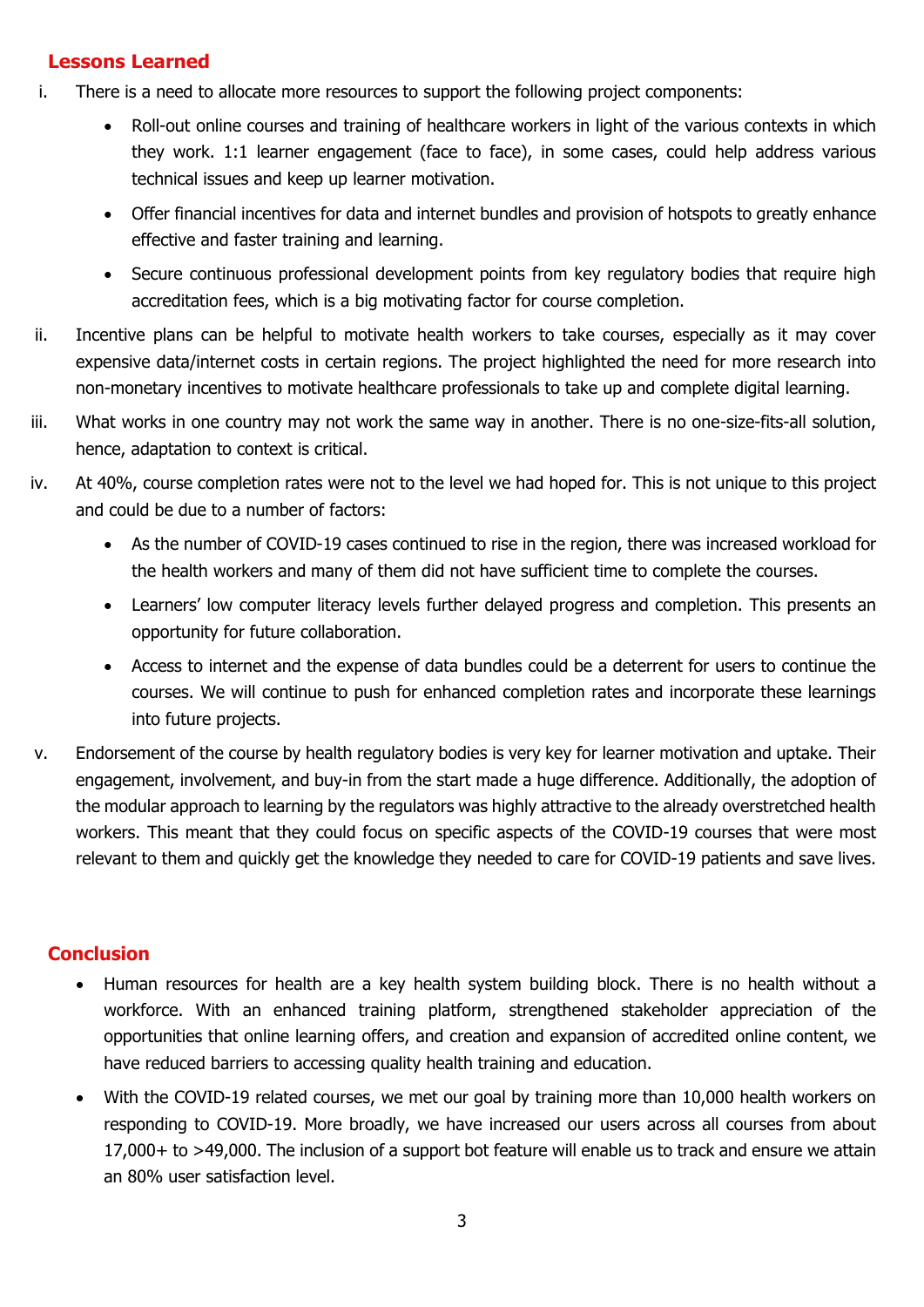## Lessons Learned

i. There is a need to allocate more resources to support the following project components:
   - Roll-out online courses and training of healthcare workers in light of the various contexts in which they work. 1:1 learner engagement (face to face), in some cases, could help address various technical issues and keep up learner motivation.
   - Offer financial incentives for data and internet bundles and provision of hotspots to greatly enhance effective and faster training and learning.
   - Secure continuous professional development points from key regulatory bodies that require high accreditation fees, which is a big motivating factor for course completion.

ii. Incentive plans can be helpful to motivate health workers to take courses, especially as it may cover expensive data/internet costs in certain regions. The project highlighted the need for more research into non-monetary incentives to motivate healthcare professionals to take up and complete digital learning.

iii. What works in one country may not work the same way in another. There is no one-size-fits-all solution, hence, adaptation to context is critical.

iv. At 40%, course completion rates were not to the level we had hoped for. This is not unique to this project and could be due to a number of factors:
   - As the number of COVID-19 cases continued to rise in the region, there was increased workload for the health workers and many of them did not have sufficient time to complete the courses.
   - Learners' low computer literacy levels further delayed progress and completion. This presents an opportunity for future collaboration.
   - Access to internet and the expense of data bundles could be a deterrent for users to continue the courses. We will continue to push for enhanced completion rates and incorporate these learnings into future projects.

v. Endorsement of the course by health regulatory bodies is very key for learner motivation and uptake. Their engagement, involvement, and buy-in from the start made a huge difference. Additionally, the adoption of the modular approach to learning by the regulators was highly attractive to the already overstretched health workers. This meant that they could focus on specific aspects of the COVID-19 courses that were most relevant to them and quickly get the knowledge they needed to care for COVID-19 patients and save lives.

## Conclusion

- Human resources for health are a key health system building block. There is no health without a workforce. With an enhanced training platform, strengthened stakeholder appreciation of the opportunities that online learning offers, and creation and expansion of accredited online content, we have reduced barriers to accessing quality health training and education.
- With the COVID-19 related courses, we met our goal by training more than 10,000 health workers on responding to COVID-19. More broadly, we have increased our users across all courses from about 17,000+ to >49,000. The inclusion of a support bot feature will enable us to track and ensure we attain an 80% user satisfaction level.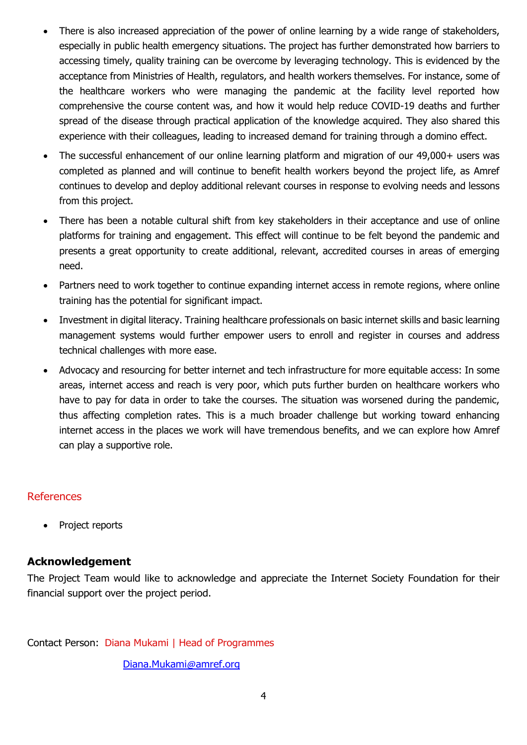- There is also increased appreciation of the power of online learning by a wide range of stakeholders, especially in public health emergency situations. The project has further demonstrated how barriers to accessing timely, quality training can be overcome by leveraging technology. This is evidenced by the acceptance from Ministries of Health, regulators, and health workers themselves. For instance, some of the healthcare workers who were managing the pandemic at the facility level reported how comprehensive the course content was, and how it would help reduce COVID-19 deaths and further spread of the disease through practical application of the knowledge acquired. They also shared this experience with their colleagues, leading to increased demand for training through a domino effect.
- The successful enhancement of our online learning platform and migration of our 49,000+ users was completed as planned and will continue to benefit health workers beyond the project life, as Amref continues to develop and deploy additional relevant courses in response to evolving needs and lessons from this project.
- There has been a notable cultural shift from key stakeholders in their acceptance and use of online platforms for training and engagement. This effect will continue to be felt beyond the pandemic and presents a great opportunity to create additional, relevant, accredited courses in areas of emerging need.
- Partners need to work together to continue expanding internet access in remote regions, where online training has the potential for significant impact.
- Investment in digital literacy. Training healthcare professionals on basic internet skills and basic learning management systems would further empower users to enroll and register in courses and address technical challenges with more ease.
- Advocacy and resourcing for better internet and tech infrastructure for more equitable access: In some areas, internet access and reach is very poor, which puts further burden on healthcare workers who have to pay for data in order to take the courses. The situation was worsened during the pandemic, thus affecting completion rates. This is a much broader challenge but working toward enhancing internet access in the places we work will have tremendous benefits, and we can explore how Amref can play a supportive role.

## References

- Project reports

## Acknowledgement

The Project Team would like to acknowledge and appreciate the Internet Society Foundation for their financial support over the project period.

Contact Person: Diana Mukami | Head of Programmes

Diana.Mukami@amref.org